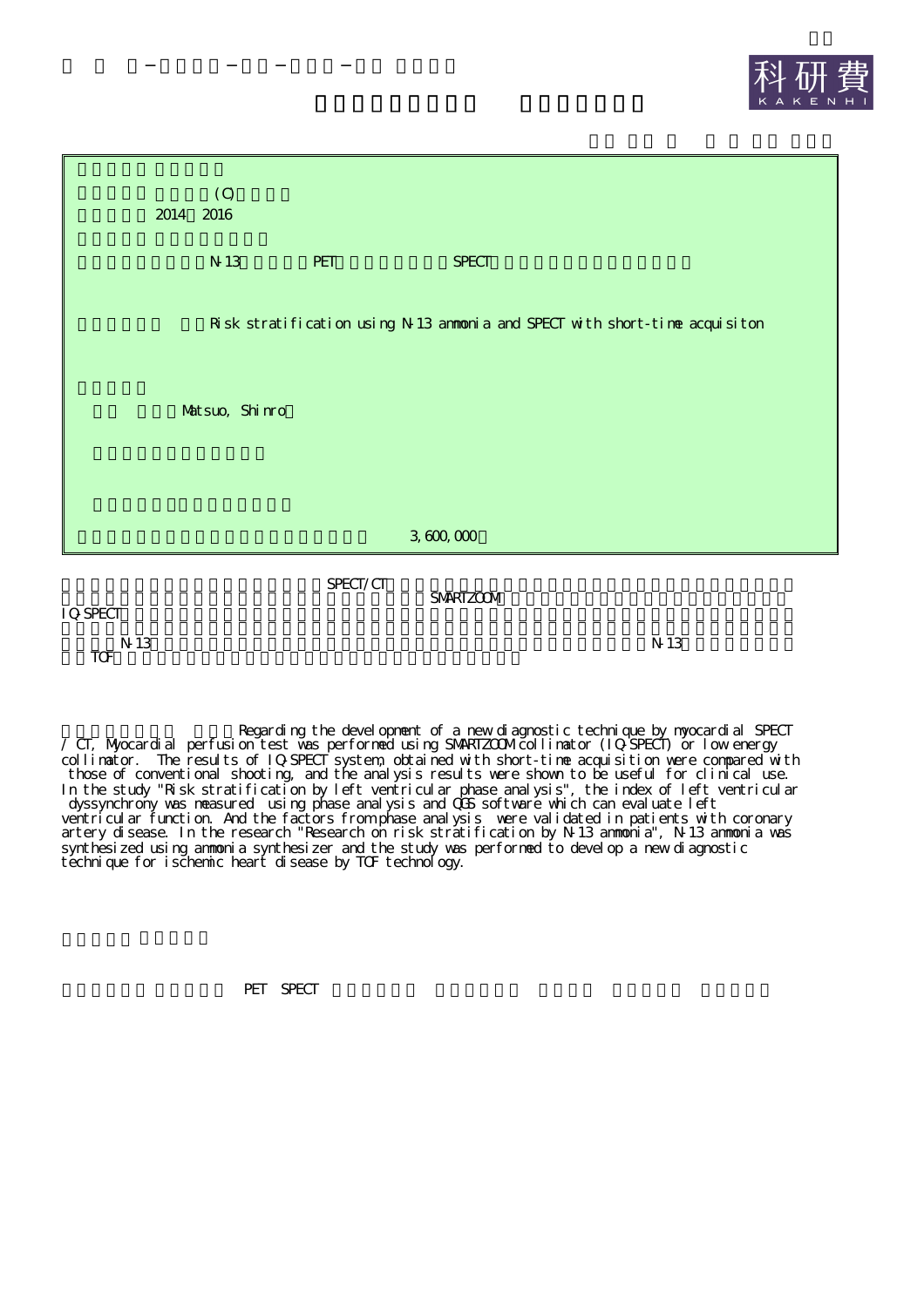(C)

2014 2016

N-13 PET SPECT

Risk stratification using N-13 ammonia and SPECT with short-time acquisiton

Matsuo, Shinro

3,600,000

SPECT/CT SMARTZOOM IQ-SPECT N-13 N-13 TOF

Regarding the development of a new diagnostic technique by myocardial SPECT / CT, Myocardial perfusion test was performed using SMARTZOOM collimator (IQ-SPECT) or low energy collimator. The results of IQ-SPECT system, obtained with short-time acquisition were compared with those of conventional shooting, and the analysis results were shown to be useful for clinical use. In the study "Risk stratification by left ventricular phase analysis", the index of left ventricular dyssynchrony was measured using phase analysis and QGS software which can evaluate left ventricular function. And the factors from phase analysis were validated in patients with coronary artery disease. In the research "Research on risk stratification by N-13 ammonia", N-13 ammonia was synthesized using ammonia synthesizer and the study was performed to develop a new diagnostic technique for ischemic heart disease by TOF technology.

PET SPECT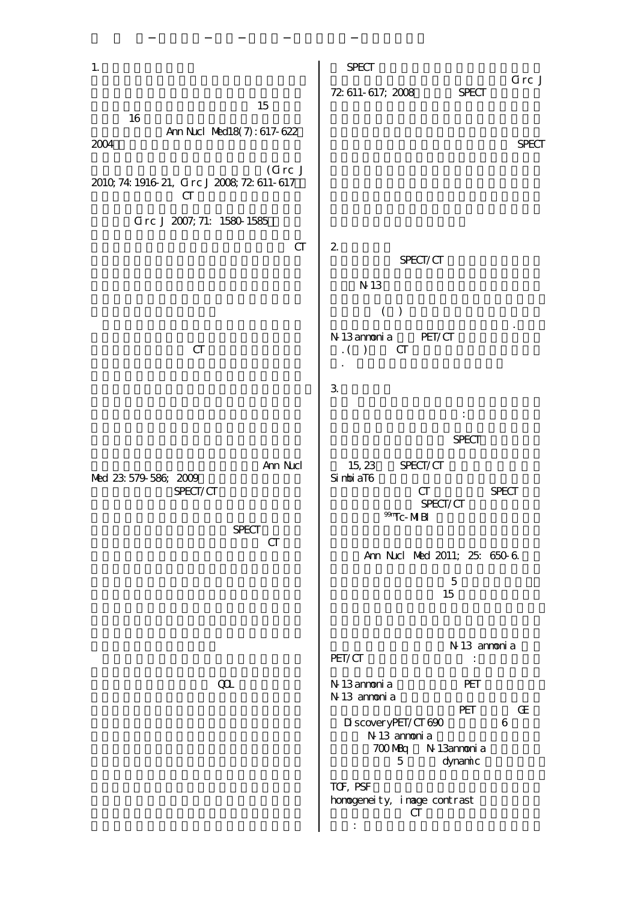1.

15

16

Ann Nucl Med18(7):617-622

2004

(Circ J 2010;74:1916-21, Circ J 2008;72:611-617

CT

Circ J 2007;71: 1580-1585

CT

CT

Ann Nucl Med 23:579-586; 2009

SPECT/CT

SPECT

CT

QOL

SPECT

Circ J 72:611-617; 2008 SPECT

SPECT

2.

SPECT/CT

N-13

( )

.

N-13 ammonia PET/CT

. ( ) CT

.

3.

:

SPECT

15, 23 SPECT/CT

SimbiaT6

CT SPECT

SPECT/CT

$^{99m}$Tc-MIBI

Ann Nucl Med 2011; 25: 650-6.

5

15

N-13 ammonia

PET/CT :

N-13 ammonia PET

N-13 ammonia

PET GE

DiscoveryPET/CT690 6

N-13 ammonia

700 MBq N-13ammonia

5 dynamic

TOF, PSF

homogeneity, image contrast

CT

: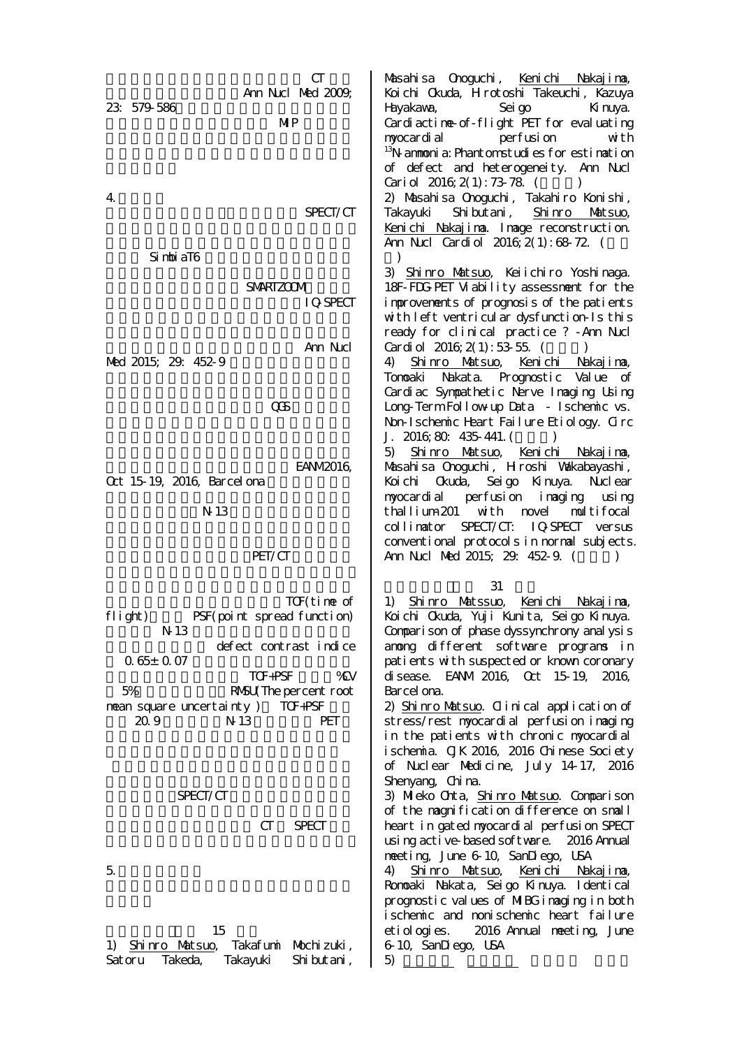CT

Ann Nucl Med 2009; 23: 579-586

MIP

4.

SPECT/CT

SimbiaT6

SMARTZOOM

IQ-SPECT

Ann Nucl Med 2015; 29: 452-9

QGS

EANM2016, Oct 15-19, 2016, Barcelona

N-13

PET/CT

TOF(time of flight) PSF(point spread function)

N-13

defect contrast indice

0.65± 0.07

TOF+PSF %CV

5% RMSU(The percent root mean square uncertainty) TOF+PSF

20.9 N-13 PET

SPECT/CT

CT SPECT

5.

15

1) Shinro Matsuo, Takafumi Mochizuki, Satoru Takeda, Takayuki Shibutani, Masahisa Onoguchi, Kenichi Nakajima, Koichi Okuda, Hirotoshi Takeuchi, Kazuya Hayakawa, Seigo Kinuya. Cardiac time-of-flight PET for evaluating myocardial perfusion with [13]N-ammonia: Phantom studies for estimation of defect and heterogeneity. Ann Nucl Cariol 2016; 2(1): 73-78. ( )

2) Masahisa Onoguchi, Takahiro Konishi, Takayuki Shibutani, Shinro Matsuo, Kenichi Nakajima. Image reconstruction. Ann Nucl Cardiol 2016; 2(1): 68-72. ( )

3) Shinro Matsuo, Keiichiro Yoshinaga. 18F-FDG-PET Viability assessment for the improvements of prognosis of the patients with left ventricular dysfunction-Is this ready for clinical practice ? -Ann Nucl Cardiol 2016; 2(1): 53-55. ( )

4) Shinro Matsuo, Kenichi Nakajima, Tomoaki Nakata. Prognostic Value of Cardiac Sympathetic Nerve Imaging Using Long-Term Follow-up Data - Ischemic vs. Non-Ischemic Heart Failure Etiology. Circ J. 2016; 80: 435-441. ( )

5) Shinro Matsuo, Kenichi Nakajima, Masahisa Onoguchi, Hiroshi Wakabayashi, Koichi Okuda, Seigo Kinuya. Nuclear myocardial perfusion imaging using thallium-201 with novel multifocal collimator SPECT/CT: IQ-SPECT versus conventional protocols in normal subjects. Ann Nucl Med 2015; 29: 452-9. ( )

31

1) Shinro Matssuo, Kenichi Nakajima, Koichi Okuda, Yuji Kunita, Seigo Kinuya. Comparison of phase dyssynchrony analysis among different software programs in patients with suspected or known coronary disease. EANM 2016, Oct 15-19, 2016, Barcelona.

2) Shinro Matsuo. Clinical application of stress/rest myocardial perfusion imaging in the patients with chronic myocardial ischemia. CJK 2016, 2016 Chinese Society of Nuclear Medicine, July 14-17, 2016 Shenyang, China.

3) Mieko Ohta, Shinro Matsuo. Comparison of the magnification difference on small heart in gated myocardial perfusion SPECT using active-based software. 2016 Annual meeting, June 6-10, SanDiego, USA

4) Shinro Matsuo, Kenichi Nakajima, Romoaki Nakata, Seigo Kinuya. Identical prognostic values of MIBG imaging in both ischemic and nonischemic heart failure etiologies. 2016 Annual meeting, June 6-10, SanDiego, USA

5)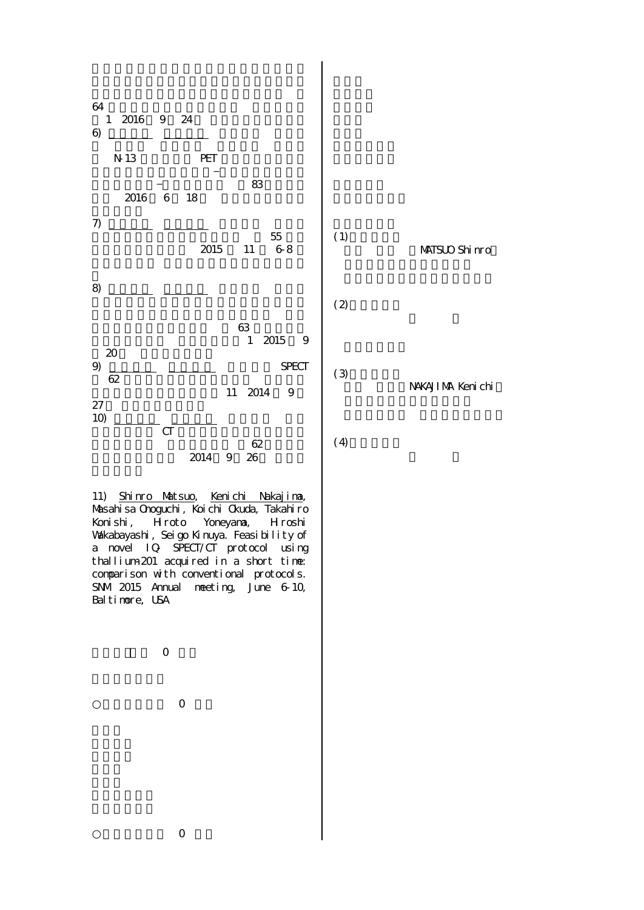64

1 2016 9 24

6)

N-13 PET

−

− 83

2016 6 18

7)

55

2015 11 6-8

8)

63

1 2015 9

20

9) SPECT

62

11 2014 9

27

10)

CT

62

2014 9 26

11) Shinro Matsuo, Kenichi Nakajima, Masahisa Onoguchi, Koichi Okuda, Takahiro Konishi, Hiroto Yoneyama, Hiroshi Wakabayashi, Seigo Kinuya. Feasibility of a novel IQ- SPECT/CT protocol using thallium-201 acquired in a short time: comparison with conventional protocols. SNM 2015 Annual meeting, June 6-10, Baltimore, USA

0

○ 0

○ 0

(1)

MATSUO Shinro

(2)

(3)

NAKAJIMA Kenichi

(4)